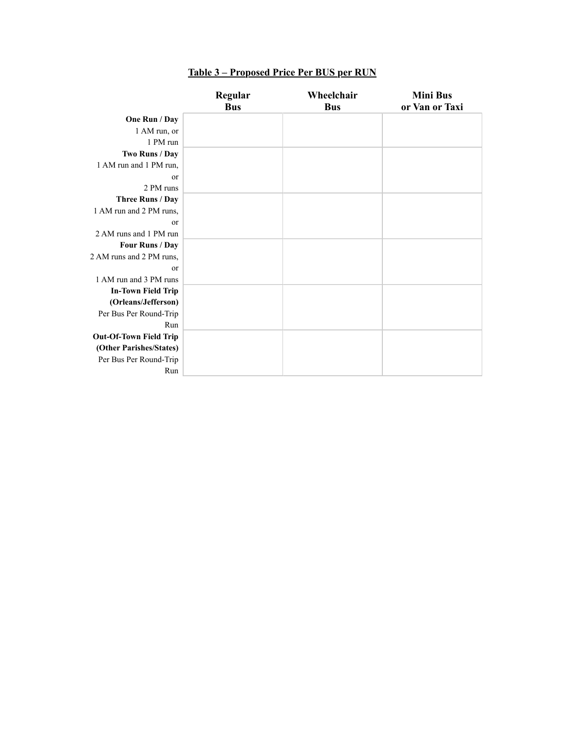**Table 3 – Proposed Price Per BUS per RUN**

| | Regular Bus | Wheelchair Bus | Mini Bus or Van or Taxi |
|---|---|---|---|
| **One Run / Day** 1 AM run, or 1 PM run | | | |
| **Two Runs / Day** 1 AM run and 1 PM run, or 2 PM runs | | | |
| **Three Runs / Day** 1 AM run and 2 PM runs, or 2 AM runs and 1 PM run | | | |
| **Four Runs / Day** 2 AM runs and 2 PM runs, or 1 AM run and 3 PM runs | | | |
| **In-Town Field Trip (Orleans/Jefferson)** Per Bus Per Round-Trip Run | | | |
| **Out-Of-Town Field Trip (Other Parishes/States)** Per Bus Per Round-Trip Run | | | |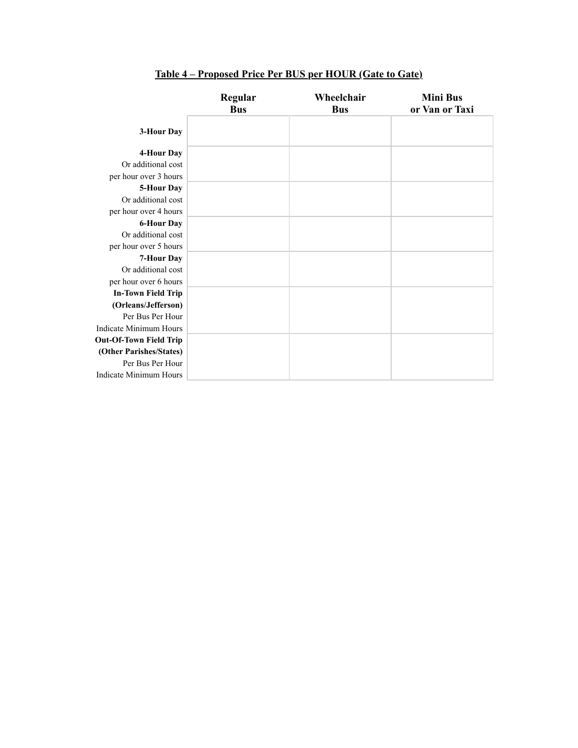**Table 4 – Proposed Price Per BUS per HOUR (Gate to Gate)**

| | Regular Bus | Wheelchair Bus | Mini Bus or Van or Taxi |
|---|---|---|---|
| **3-Hour Day** | | | |
| **4-Hour Day** Or additional cost per hour over 3 hours | | | |
| **5-Hour Day** Or additional cost per hour over 4 hours | | | |
| **6-Hour Day** Or additional cost per hour over 5 hours | | | |
| **7-Hour Day** Or additional cost per hour over 6 hours | | | |
| **In-Town Field Trip (Orleans/Jefferson)** Per Bus Per Hour Indicate Minimum Hours | | | |
| **Out-Of-Town Field Trip (Other Parishes/States)** Per Bus Per Hour Indicate Minimum Hours | | | |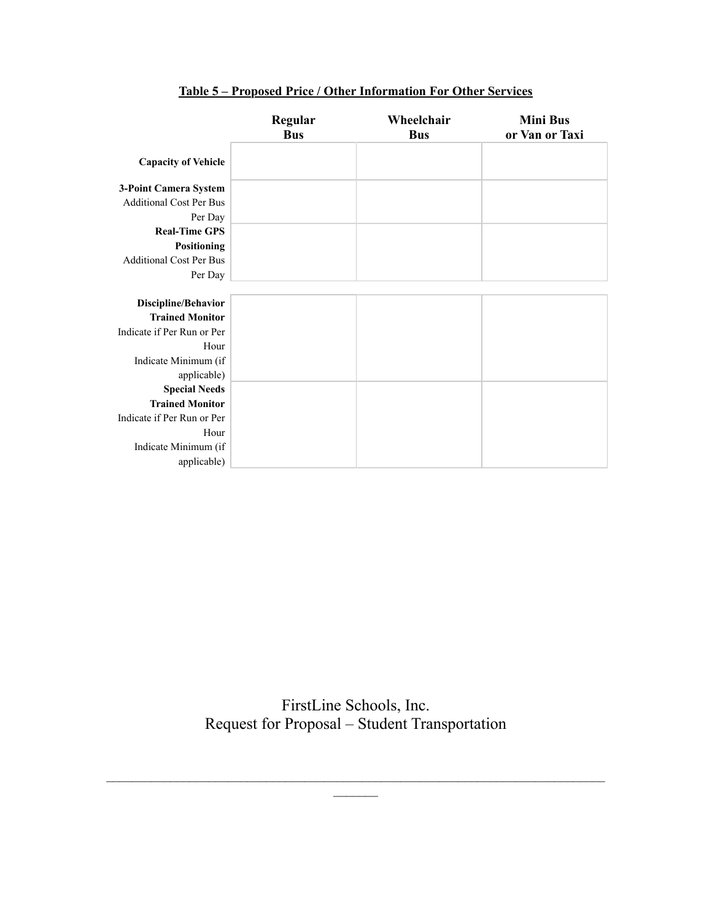**Table 5 – Proposed Price / Other Information For Other Services**

| | Regular Bus | Wheelchair Bus | Mini Bus or Van or Taxi |
|---|---|---|---|
| **Capacity of Vehicle** | | | |
| **3-Point Camera System** Additional Cost Per Bus Per Day | | | |
| **Real-Time GPS Positioning** Additional Cost Per Bus Per Day | | | |
| **Discipline/Behavior Trained Monitor** Indicate if Per Run or Per Hour Indicate Minimum (if applicable) | | | |
| **Special Needs Trained Monitor** Indicate if Per Run or Per Hour Indicate Minimum (if applicable) | | | |